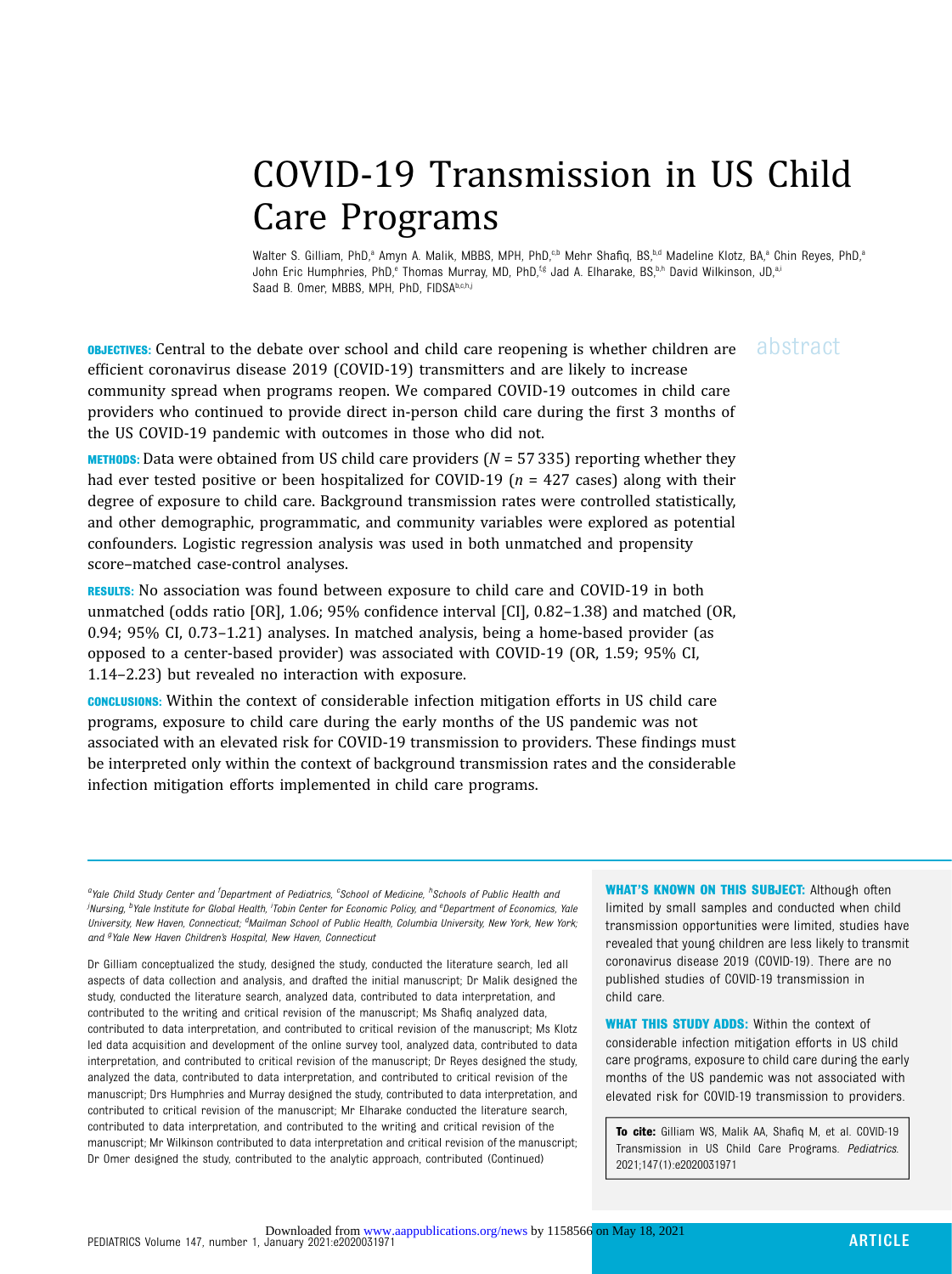# COVID-19 Transmission in US Child Care Programs

Walter S. Gilliam, PhD,[a] Amyn A. Malik, MBBS, MPH, PhD,[c,b] Mehr Shafiq, BS,[b,d] Madeline Klotz, BA,[a] Chin Reyes, PhD,[a] John Eric Humphries, PhD,[e] Thomas Murray, MD, PhD,[f,g] Jad A. Elharake, BS,[b,h] David Wilkinson, JD,[a,i] Saad B. Omer, MBBS, MPH, PhD, FIDSA[b,c,h,j]

## abstract

**OBJECTIVES:** Central to the debate over school and child care reopening is whether children are efficient coronavirus disease 2019 (COVID-19) transmitters and are likely to increase community spread when programs reopen. We compared COVID-19 outcomes in child care providers who continued to provide direct in-person child care during the first 3 months of the US COVID-19 pandemic with outcomes in those who did not.

**METHODS:** Data were obtained from US child care providers ($N$ = 57 335) reporting whether they had ever tested positive or been hospitalized for COVID-19 ($n$ = 427 cases) along with their degree of exposure to child care. Background transmission rates were controlled statistically, and other demographic, programmatic, and community variables were explored as potential confounders. Logistic regression analysis was used in both unmatched and propensity score–matched case-control analyses.

**RESULTS:** No association was found between exposure to child care and COVID-19 in both unmatched (odds ratio [OR], 1.06; 95% confidence interval [CI], 0.82–1.38) and matched (OR, 0.94; 95% CI, 0.73–1.21) analyses. In matched analysis, being a home-based provider (as opposed to a center-based provider) was associated with COVID-19 (OR, 1.59; 95% CI, 1.14–2.23) but revealed no interaction with exposure.

**CONCLUSIONS:** Within the context of considerable infection mitigation efforts in US child care programs, exposure to child care during the early months of the US pandemic was not associated with an elevated risk for COVID-19 transmission to providers. These findings must be interpreted only within the context of background transmission rates and the considerable infection mitigation efforts implemented in child care programs.

---

*[a]Yale Child Study Center and [f]Department of Pediatrics, [c]School of Medicine, [h]Schools of Public Health and [j]Nursing, [b]Yale Institute for Global Health, [i]Tobin Center for Economic Policy, and [e]Department of Economics, Yale University, New Haven, Connecticut; [d]Mailman School of Public Health, Columbia University, New York, New York; and [g]Yale New Haven Children's Hospital, New Haven, Connecticut*

Dr Gilliam conceptualized the study, designed the study, conducted the literature search, led all aspects of data collection and analysis, and drafted the initial manuscript; Dr Malik designed the study, conducted the literature search, analyzed data, contributed to data interpretation, and contributed to the writing and critical revision of the manuscript; Ms Shafiq analyzed data, contributed to data interpretation, and contributed to critical revision of the manuscript; Ms Klotz led data acquisition and development of the online survey tool, analyzed data, contributed to data interpretation, and contributed to critical revision of the manuscript; Dr Reyes designed the study, analyzed the data, contributed to data interpretation, and contributed to critical revision of the manuscript; Drs Humphries and Murray designed the study, contributed to data interpretation, and contributed to critical revision of the manuscript; Mr Elharake conducted the literature search, contributed to data interpretation, and contributed to the writing and critical revision of the manuscript; Mr Wilkinson contributed to data interpretation and critical revision of the manuscript; Dr Omer designed the study, contributed to the analytic approach, contributed (Continued)

**WHAT'S KNOWN ON THIS SUBJECT:** Although often limited by small samples and conducted when child transmission opportunities were limited, studies have revealed that young children are less likely to transmit coronavirus disease 2019 (COVID-19). There are no published studies of COVID-19 transmission in child care.

**WHAT THIS STUDY ADDS:** Within the context of considerable infection mitigation efforts in US child care programs, exposure to child care during the early months of the US pandemic was not associated with elevated risk for COVID-19 transmission to providers.

**To cite:** Gilliam WS, Malik AA, Shafiq M, et al. COVID-19 Transmission in US Child Care Programs. *Pediatrics.* 2021;147(1):e2020031971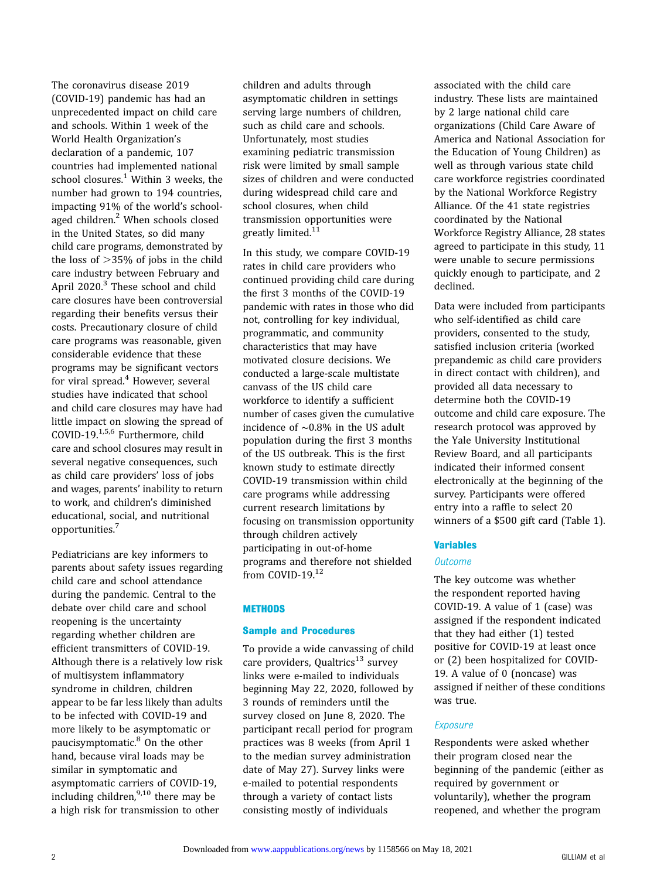The coronavirus disease 2019 (COVID-19) pandemic has had an unprecedented impact on child care and schools. Within 1 week of the World Health Organization's declaration of a pandemic, 107 countries had implemented national school closures.[1] Within 3 weeks, the number had grown to 194 countries, impacting 91% of the world's school-aged children.[2] When schools closed in the United States, so did many child care programs, demonstrated by the loss of >35% of jobs in the child care industry between February and April 2020.[3] These school and child care closures have been controversial regarding their benefits versus their costs. Precautionary closure of child care programs was reasonable, given considerable evidence that these programs may be significant vectors for viral spread.[4] However, several studies have indicated that school and child care closures may have had little impact on slowing the spread of COVID-19.[1,5,6] Furthermore, child care and school closures may result in several negative consequences, such as child care providers' loss of jobs and wages, parents' inability to return to work, and children's diminished educational, social, and nutritional opportunities.[7]

Pediatricians are key informers to parents about safety issues regarding child care and school attendance during the pandemic. Central to the debate over child care and school reopening is the uncertainty regarding whether children are efficient transmitters of COVID-19. Although there is a relatively low risk of multisystem inflammatory syndrome in children, children appear to be far less likely than adults to be infected with COVID-19 and more likely to be asymptomatic or paucisymptomatic.[8] On the other hand, because viral loads may be similar in symptomatic and asymptomatic carriers of COVID-19, including children,[9,10] there may be a high risk for transmission to other children and adults through asymptomatic children in settings serving large numbers of children, such as child care and schools. Unfortunately, most studies examining pediatric transmission risk were limited by small sample sizes of children and were conducted during widespread child care and school closures, when child transmission opportunities were greatly limited.[11]

In this study, we compare COVID-19 rates in child care providers who continued providing child care during the first 3 months of the COVID-19 pandemic with rates in those who did not, controlling for key individual, programmatic, and community characteristics that may have motivated closure decisions. We conducted a large-scale multistate canvass of the US child care workforce to identify a sufficient number of cases given the cumulative incidence of ~0.8% in the US adult population during the first 3 months of the US outbreak. This is the first known study to estimate directly COVID-19 transmission within child care programs while addressing current research limitations by focusing on transmission opportunity through children actively participating in out-of-home programs and therefore not shielded from COVID-19.[12]

## METHODS

### Sample and Procedures

To provide a wide canvassing of child care providers, Qualtrics[13] survey links were e-mailed to individuals beginning May 22, 2020, followed by 3 rounds of reminders until the survey closed on June 8, 2020. The participant recall period for program practices was 8 weeks (from April 1 to the median survey administration date of May 27). Survey links were e-mailed to potential respondents through a variety of contact lists consisting mostly of individuals associated with the child care industry. These lists are maintained by 2 large national child care organizations (Child Care Aware of America and National Association for the Education of Young Children) as well as through various state child care workforce registries coordinated by the National Workforce Registry Alliance. Of the 41 state registries coordinated by the National Workforce Registry Alliance, 28 states agreed to participate in this study, 11 were unable to secure permissions quickly enough to participate, and 2 declined.

Data were included from participants who self-identified as child care providers, consented to the study, satisfied inclusion criteria (worked prepandemic as child care providers in direct contact with children), and provided all data necessary to determine both the COVID-19 outcome and child care exposure. The research protocol was approved by the Yale University Institutional Review Board, and all participants indicated their informed consent electronically at the beginning of the survey. Participants were offered entry into a raffle to select 20 winners of a $500 gift card (Table 1).

### Variables

#### *Outcome*

The key outcome was whether the respondent reported having COVID-19. A value of 1 (case) was assigned if the respondent indicated that they had either (1) tested positive for COVID-19 at least once or (2) been hospitalized for COVID-19. A value of 0 (noncase) was assigned if neither of these conditions was true.

#### *Exposure*

Respondents were asked whether their program closed near the beginning of the pandemic (either as required by government or voluntarily), whether the program reopened, and whether the program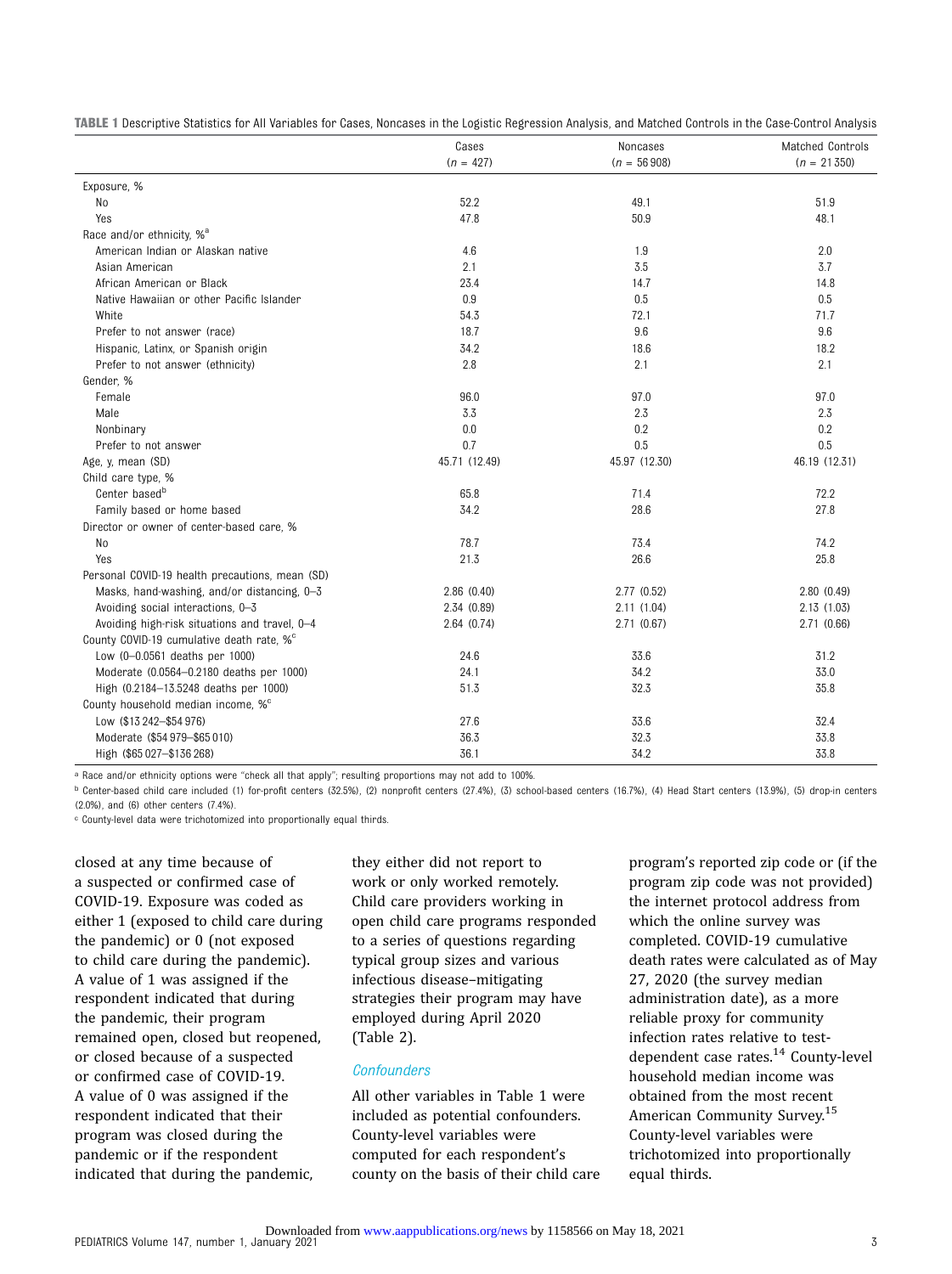**TABLE 1** Descriptive Statistics for All Variables for Cases, Noncases in the Logistic Regression Analysis, and Matched Controls in the Case-Control Analysis

| | Cases ($n$ = 427) | Noncases ($n$ = 56 908) | Matched Controls ($n$ = 21 350) |
|---|---|---|---|
| Exposure, % | | | |
| No | 52.2 | 49.1 | 51.9 |
| Yes | 47.8 | 50.9 | 48.1 |
| Race and/or ethnicity, %[a] | | | |
| American Indian or Alaskan native | 4.6 | 1.9 | 2.0 |
| Asian American | 2.1 | 3.5 | 3.7 |
| African American or Black | 23.4 | 14.7 | 14.8 |
| Native Hawaiian or other Pacific Islander | 0.9 | 0.5 | 0.5 |
| White | 54.3 | 72.1 | 71.7 |
| Prefer to not answer (race) | 18.7 | 9.6 | 9.6 |
| Hispanic, Latinx, or Spanish origin | 34.2 | 18.6 | 18.2 |
| Prefer to not answer (ethnicity) | 2.8 | 2.1 | 2.1 |
| Gender, % | | | |
| Female | 96.0 | 97.0 | 97.0 |
| Male | 3.3 | 2.3 | 2.3 |
| Nonbinary | 0.0 | 0.2 | 0.2 |
| Prefer to not answer | 0.7 | 0.5 | 0.5 |
| Age, y, mean (SD) | 45.71 (12.49) | 45.97 (12.30) | 46.19 (12.31) |
| Child care type, % | | | |
| Center based[b] | 65.8 | 71.4 | 72.2 |
| Family based or home based | 34.2 | 28.6 | 27.8 |
| Director or owner of center-based care, % | | | |
| No | 78.7 | 73.4 | 74.2 |
| Yes | 21.3 | 26.6 | 25.8 |
| Personal COVID-19 health precautions, mean (SD) | | | |
| Masks, hand-washing, and/or distancing, 0–3 | 2.86 (0.40) | 2.77 (0.52) | 2.80 (0.49) |
| Avoiding social interactions, 0–3 | 2.34 (0.89) | 2.11 (1.04) | 2.13 (1.03) |
| Avoiding high-risk situations and travel, 0–4 | 2.64 (0.74) | 2.71 (0.67) | 2.71 (0.66) |
| County COVID-19 cumulative death rate, %[c] | | | |
| Low (0–0.0561 deaths per 1000) | 24.6 | 33.6 | 31.2 |
| Moderate (0.0564–0.2180 deaths per 1000) | 24.1 | 34.2 | 33.0 |
| High (0.2184–13.5248 deaths per 1000) | 51.3 | 32.3 | 35.8 |
| County household median income, %[c] | | | |
| Low ($13 242–$54 976) | 27.6 | 33.6 | 32.4 |
| Moderate ($54 979–$65 010) | 36.3 | 32.3 | 33.8 |
| High ($65 027–$136 268) | 36.1 | 34.2 | 33.8 |

[a] Race and/or ethnicity options were "check all that apply"; resulting proportions may not add to 100%.

[b] Center-based child care included (1) for-profit centers (32.5%), (2) nonprofit centers (27.4%), (3) school-based centers (16.7%), (4) Head Start centers (13.9%), (5) drop-in centers (2.0%), and (6) other centers (7.4%).

[c] County-level data were trichotomized into proportionally equal thirds.

closed at any time because of a suspected or confirmed case of COVID-19. Exposure was coded as either 1 (exposed to child care during the pandemic) or 0 (not exposed to child care during the pandemic). A value of 1 was assigned if the respondent indicated that during the pandemic, their program remained open, closed but reopened, or closed because of a suspected or confirmed case of COVID-19. A value of 0 was assigned if the respondent indicated that their program was closed during the pandemic or if the respondent indicated that during the pandemic, they either did not report to work or only worked remotely. Child care providers working in open child care programs responded to a series of questions regarding typical group sizes and various infectious disease–mitigating strategies their program may have employed during April 2020 (Table 2).

### Confounders

All other variables in Table 1 were included as potential confounders. County-level variables were computed for each respondent's county on the basis of their child care program's reported zip code or (if the program zip code was not provided) the internet protocol address from which the online survey was completed. COVID-19 cumulative death rates were calculated as of May 27, 2020 (the survey median administration date), as a more reliable proxy for community infection rates relative to test-dependent case rates.[14] County-level household median income was obtained from the most recent American Community Survey.[15] County-level variables were trichotomized into proportionally equal thirds.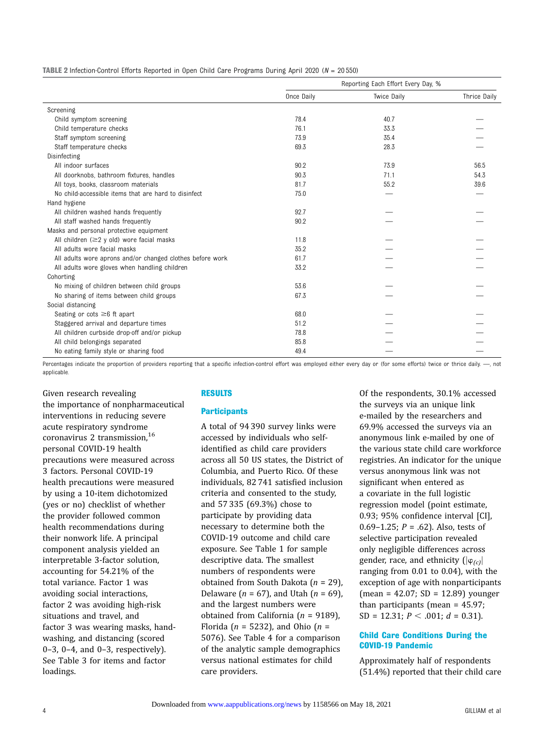**TABLE 2** Infection-Control Efforts Reported in Open Child Care Programs During April 2020 ($N$ = 20 550)

| | Reporting Each Effort Every Day, % | | |
|---|---|---|---|
| | Once Daily | Twice Daily | Thrice Daily |
| Screening | | | |
| Child symptom screening | 78.4 | 40.7 | — |
| Child temperature checks | 76.1 | 33.3 | — |
| Staff symptom screening | 73.9 | 35.4 | — |
| Staff temperature checks | 69.3 | 28.3 | — |
| Disinfecting | | | |
| All indoor surfaces | 90.2 | 73.9 | 56.5 |
| All doorknobs, bathroom fixtures, handles | 90.3 | 71.1 | 54.3 |
| All toys, books, classroom materials | 81.7 | 55.2 | 39.6 |
| No child-accessible items that are hard to disinfect | 75.0 | — | — |
| Hand hygiene | | | |
| All children washed hands frequently | 92.7 | — | — |
| All staff washed hands frequently | 90.2 | — | — |
| Masks and personal protective equipment | | | |
| All children (≥2 y old) wore facial masks | 11.8 | — | — |
| All adults wore facial masks | 35.2 | — | — |
| All adults wore aprons and/or changed clothes before work | 61.7 | — | — |
| All adults wore gloves when handling children | 33.2 | — | — |
| Cohorting | | | |
| No mixing of children between child groups | 53.6 | — | — |
| No sharing of items between child groups | 67.3 | — | — |
| Social distancing | | | |
| Seating or cots ≥6 ft apart | 68.0 | — | — |
| Staggered arrival and departure times | 51.2 | — | — |
| All children curbside drop-off and/or pickup | 78.8 | — | — |
| All child belongings separated | 85.8 | — | — |
| No eating family style or sharing food | 49.4 | — | — |

Percentages indicate the proportion of providers reporting that a specific infection-control effort was employed either every day or (for some efforts) twice or thrice daily. —, not applicable.

Given research revealing the importance of nonpharmaceutical interventions in reducing severe acute respiratory syndrome coronavirus 2 transmission,[16] personal COVID-19 health precautions were measured across 3 factors. Personal COVID-19 health precautions were measured by using a 10-item dichotomized (yes or no) checklist of whether the provider followed common health recommendations during their nonwork life. A principal component analysis yielded an interpretable 3-factor solution, accounting for 54.21% of the total variance. Factor 1 was avoiding social interactions, factor 2 was avoiding high-risk situations and travel, and factor 3 was wearing masks, handwashing, and distancing (scored 0–3, 0–4, and 0–3, respectively). See Table 3 for items and factor loadings.

## RESULTS

### Participants

A total of 94 390 survey links were accessed by individuals who self-identified as child care providers across all 50 US states, the District of Columbia, and Puerto Rico. Of these individuals, 82 741 satisfied inclusion criteria and consented to the study, and 57 335 (69.3%) chose to participate by providing data necessary to determine both the COVID-19 outcome and child care exposure. See Table 1 for sample descriptive data. The smallest numbers of respondents were obtained from South Dakota ($n$ = 29), Delaware ($n$ = 67), and Utah ($n$ = 69), and the largest numbers were obtained from California ($n$ = 9189), Florida ($n$ = 5232), and Ohio ($n$ = 5076). See Table 4 for a comparison of the analytic sample demographics versus national estimates for child care providers.

Of the respondents, 30.1% accessed the surveys via an unique link e-mailed by the researchers and 69.9% accessed the surveys via an anonymous link e-mailed by one of the various state child care workforce registries. An indicator for the unique versus anonymous link was not significant when entered as a covariate in the full logistic regression model (point estimate, 0.93; 95% confidence interval [CI], 0.69–1.25; $P$ = .62). Also, tests of selective participation revealed only negligible differences across gender, race, and ethnicity ($|\varphi_{(c)}|$ ranging from 0.01 to 0.04), with the exception of age with nonparticipants (mean = 42.07; SD = 12.89) younger than participants (mean = 45.97; SD = 12.31; $P < .001$; $d$ = 0.31).

### Child Care Conditions During the COVID-19 Pandemic

Approximately half of respondents (51.4%) reported that their child care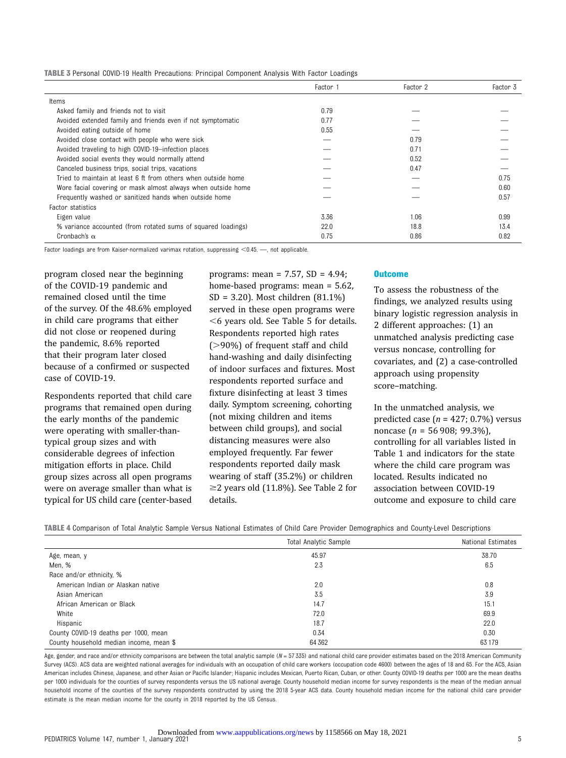**TABLE 3** Personal COVID-19 Health Precautions: Principal Component Analysis With Factor Loadings

| | Factor 1 | Factor 2 | Factor 3 |
|---|---|---|---|
| Items | | | |
| Asked family and friends not to visit | 0.79 | — | — |
| Avoided extended family and friends even if not symptomatic | 0.77 | — | — |
| Avoided eating outside of home | 0.55 | — | — |
| Avoided close contact with people who were sick | — | 0.79 | — |
| Avoided traveling to high COVID-19–infection places | — | 0.71 | — |
| Avoided social events they would normally attend | — | 0.52 | — |
| Canceled business trips, social trips, vacations | — | 0.47 | — |
| Tried to maintain at least 6 ft from others when outside home | — | — | 0.75 |
| Wore facial covering or mask almost always when outside home | — | — | 0.60 |
| Frequently washed or sanitized hands when outside home | — | — | 0.57 |
| Factor statistics | | | |
| Eigen value | 3.36 | 1.06 | 0.99 |
| % variance accounted (from rotated sums of squared loadings) | 22.0 | 18.8 | 13.4 |
| Cronbach's α | 0.75 | 0.86 | 0.82 |

Factor loadings are from Kaiser-normalized varimax rotation, suppressing <0.45. —, not applicable.

program closed near the beginning of the COVID-19 pandemic and remained closed until the time of the survey. Of the 48.6% employed in child care programs that either did not close or reopened during the pandemic, 8.6% reported that their program later closed because of a confirmed or suspected case of COVID-19.

Respondents reported that child care programs that remained open during the early months of the pandemic were operating with smaller-than-typical group sizes and with considerable degrees of infection mitigation efforts in place. Child group sizes across all open programs were on average smaller than what is typical for US child care (center-based programs: mean = 7.57, SD = 4.94; home-based programs: mean = 5.62, SD = 3.20). Most children (81.1%) served in these open programs were <6 years old. See Table 5 for details. Respondents reported high rates (>90%) of frequent staff and child hand-washing and daily disinfecting of indoor surfaces and fixtures. Most respondents reported surface and fixture disinfecting at least 3 times daily. Symptom screening, cohorting (not mixing children and items between child groups), and social distancing measures were also employed frequently. Far fewer respondents reported daily mask wearing of staff (35.2%) or children ≥2 years old (11.8%). See Table 2 for details.

### Outcome

To assess the robustness of the findings, we analyzed results using binary logistic regression analysis in 2 different approaches: (1) an unmatched analysis predicting case versus noncase, controlling for covariates, and (2) a case-controlled approach using propensity score–matching.

In the unmatched analysis, we predicted case ($n$ = 427; 0.7%) versus noncase ($n$ = 56 908; 99.3%), controlling for all variables listed in Table 1 and indicators for the state where the child care program was located. Results indicated no association between COVID-19 outcome and exposure to child care

**TABLE 4** Comparison of Total Analytic Sample Versus National Estimates of Child Care Provider Demographics and County-Level Descriptions

| | Total Analytic Sample | National Estimates |
|---|---|---|
| Age, mean, y | 45.97 | 38.70 |
| Men, % | 2.3 | 6.5 |
| Race and/or ethnicity, % | | |
| American Indian or Alaskan native | 2.0 | 0.8 |
| Asian American | 3.5 | 3.9 |
| African American or Black | 14.7 | 15.1 |
| White | 72.0 | 69.9 |
| Hispanic | 18.7 | 22.0 |
| County COVID-19 deaths per 1000, mean | 0.34 | 0.30 |
| County household median income, mean $ | 64 362 | 63 179 |

Age, gender, and race and/or ethnicity comparisons are between the total analytic sample ($N$ = 57 335) and national child care provider estimates based on the 2018 American Community Survey (ACS). ACS data are weighted national averages for individuals with an occupation of child care workers (occupation code 4600) between the ages of 18 and 65. For the ACS, Asian American includes Chinese, Japanese, and other Asian or Pacific Islander; Hispanic includes Mexican, Puerto Rican, Cuban, or other. County COVID-19 deaths per 1000 are the mean deaths per 1000 individuals for the counties of survey respondents versus the US national average. County household median income for survey respondents is the mean of the median annual household income of the counties of the survey respondents constructed by using the 2018 5-year ACS data. County household median income for the national child care provider estimate is the mean median income for the county in 2018 reported by the US Census.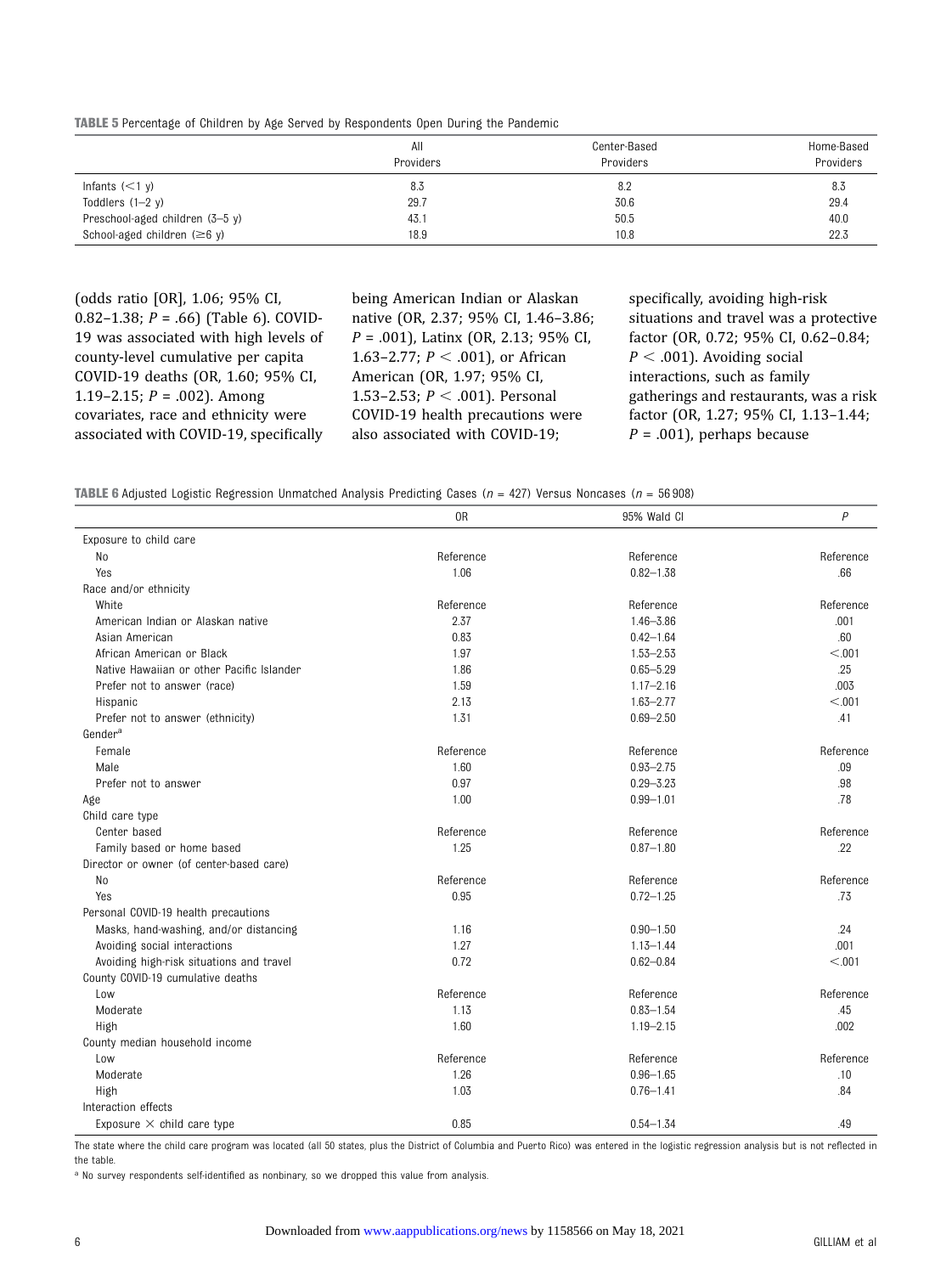**TABLE 5** Percentage of Children by Age Served by Respondents Open During the Pandemic

| | All Providers | Center-Based Providers | Home-Based Providers |
|---|---|---|---|
| Infants (<1 y) | 8.3 | 8.2 | 8.3 |
| Toddlers (1–2 y) | 29.7 | 30.6 | 29.4 |
| Preschool-aged children (3–5 y) | 43.1 | 50.5 | 40.0 |
| School-aged children (≥6 y) | 18.9 | 10.8 | 22.3 |

(odds ratio [OR], 1.06; 95% CI, 0.82–1.38; $P = .66$) (Table 6). COVID-19 was associated with high levels of county-level cumulative per capita COVID-19 deaths (OR, 1.60; 95% CI, 1.19–2.15; $P = .002$). Among covariates, race and ethnicity were associated with COVID-19, specifically being American Indian or Alaskan native (OR, 2.37; 95% CI, 1.46–3.86; $P = .001$), Latinx (OR, 2.13; 95% CI, 1.63–2.77; $P < .001$), or African American (OR, 1.97; 95% CI, 1.53–2.53; $P < .001$). Personal COVID-19 health precautions were also associated with COVID-19; specifically, avoiding high-risk situations and travel was a protective factor (OR, 0.72; 95% CI, 0.62–0.84; $P < .001$). Avoiding social interactions, such as family gatherings and restaurants, was a risk factor (OR, 1.27; 95% CI, 1.13–1.44; $P = .001$), perhaps because

**TABLE 6** Adjusted Logistic Regression Unmatched Analysis Predicting Cases ($n = 427$) Versus Noncases ($n = 56\,908$)

| | OR | 95% Wald CI | $P$ |
|---|---|---|---|
| Exposure to child care | | | |
| No | Reference | Reference | Reference |
| Yes | 1.06 | 0.82–1.38 | .66 |
| Race and/or ethnicity | | | |
| White | Reference | Reference | Reference |
| American Indian or Alaskan native | 2.37 | 1.46–3.86 | .001 |
| Asian American | 0.83 | 0.42–1.64 | .60 |
| African American or Black | 1.97 | 1.53–2.53 | <.001 |
| Native Hawaiian or other Pacific Islander | 1.86 | 0.65–5.29 | .25 |
| Prefer not to answer (race) | 1.59 | 1.17–2.16 | .003 |
| Hispanic | 2.13 | 1.63–2.77 | <.001 |
| Prefer not to answer (ethnicity) | 1.31 | 0.69–2.50 | .41 |
| Gender[a] | | | |
| Female | Reference | Reference | Reference |
| Male | 1.60 | 0.93–2.75 | .09 |
| Prefer not to answer | 0.97 | 0.29–3.23 | .98 |
| Age | 1.00 | 0.99–1.01 | .78 |
| Child care type | | | |
| Center based | Reference | Reference | Reference |
| Family based or home based | 1.25 | 0.87–1.80 | .22 |
| Director or owner (of center-based care) | | | |
| No | Reference | Reference | Reference |
| Yes | 0.95 | 0.72–1.25 | .73 |
| Personal COVID-19 health precautions | | | |
| Masks, hand-washing, and/or distancing | 1.16 | 0.90–1.50 | .24 |
| Avoiding social interactions | 1.27 | 1.13–1.44 | .001 |
| Avoiding high-risk situations and travel | 0.72 | 0.62–0.84 | <.001 |
| County COVID-19 cumulative deaths | | | |
| Low | Reference | Reference | Reference |
| Moderate | 1.13 | 0.83–1.54 | .45 |
| High | 1.60 | 1.19–2.15 | .002 |
| County median household income | | | |
| Low | Reference | Reference | Reference |
| Moderate | 1.26 | 0.96–1.65 | .10 |
| High | 1.03 | 0.76–1.41 | .84 |
| Interaction effects | | | |
| Exposure × child care type | 0.85 | 0.54–1.34 | .49 |

The state where the child care program was located (all 50 states, plus the District of Columbia and Puerto Rico) was entered in the logistic regression analysis but is not reflected in the table.

[a] No survey respondents self-identified as nonbinary, so we dropped this value from analysis.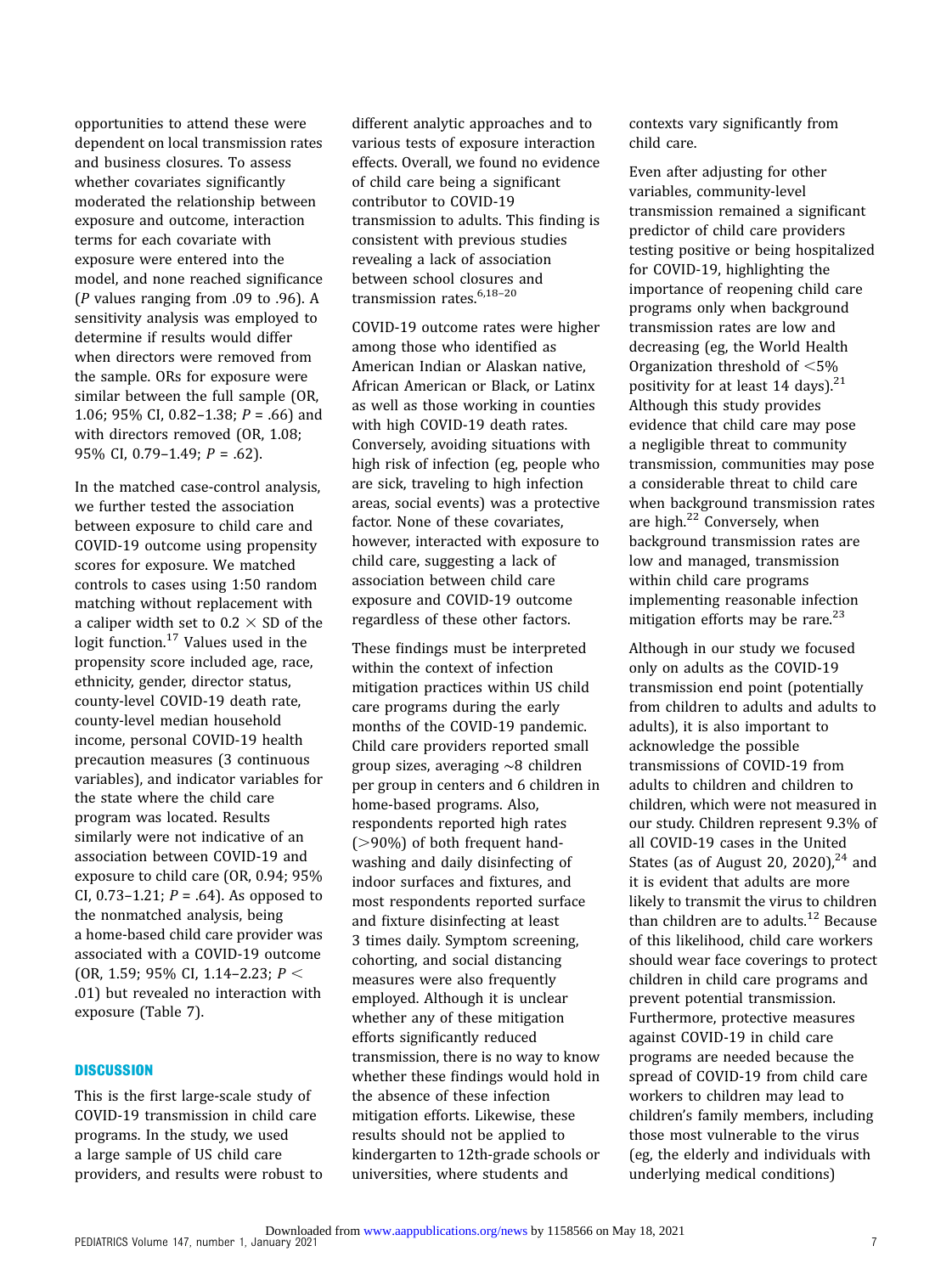opportunities to attend these were dependent on local transmission rates and business closures. To assess whether covariates significantly moderated the relationship between exposure and outcome, interaction terms for each covariate with exposure were entered into the model, and none reached significance ($P$ values ranging from .09 to .96). A sensitivity analysis was employed to determine if results would differ when directors were removed from the sample. ORs for exposure were similar between the full sample (OR, 1.06; 95% CI, 0.82–1.38; $P$ = .66) and with directors removed (OR, 1.08; 95% CI, 0.79–1.49; $P$ = .62).

In the matched case-control analysis, we further tested the association between exposure to child care and COVID-19 outcome using propensity scores for exposure. We matched controls to cases using 1:50 random matching without replacement with a caliper width set to $0.2 \times$ SD of the logit function.[17] Values used in the propensity score included age, race, ethnicity, gender, director status, county-level COVID-19 death rate, county-level median household income, personal COVID-19 health precaution measures (3 continuous variables), and indicator variables for the state where the child care program was located. Results similarly were not indicative of an association between COVID-19 and exposure to child care (OR, 0.94; 95% CI, 0.73–1.21; $P$ = .64). As opposed to the nonmatched analysis, being a home-based child care provider was associated with a COVID-19 outcome (OR, 1.59; 95% CI, 1.14–2.23; $P <$ .01) but revealed no interaction with exposure (Table 7).

## DISCUSSION

This is the first large-scale study of COVID-19 transmission in child care programs. In the study, we used a large sample of US child care providers, and results were robust to different analytic approaches and to various tests of exposure interaction effects. Overall, we found no evidence of child care being a significant contributor to COVID-19 transmission to adults. This finding is consistent with previous studies revealing a lack of association between school closures and transmission rates.[6,18–20]

COVID-19 outcome rates were higher among those who identified as American Indian or Alaskan native, African American or Black, or Latinx as well as those working in counties with high COVID-19 death rates. Conversely, avoiding situations with high risk of infection (eg, people who are sick, traveling to high infection areas, social events) was a protective factor. None of these covariates, however, interacted with exposure to child care, suggesting a lack of association between child care exposure and COVID-19 outcome regardless of these other factors.

These findings must be interpreted within the context of infection mitigation practices within US child care programs during the early months of the COVID-19 pandemic. Child care providers reported small group sizes, averaging ∼8 children per group in centers and 6 children in home-based programs. Also, respondents reported high rates (>90%) of both frequent hand-washing and daily disinfecting of indoor surfaces and fixtures, and most respondents reported surface and fixture disinfecting at least 3 times daily. Symptom screening, cohorting, and social distancing measures were also frequently employed. Although it is unclear whether any of these mitigation efforts significantly reduced transmission, there is no way to know whether these findings would hold in the absence of these infection mitigation efforts. Likewise, these results should not be applied to kindergarten to 12th-grade schools or universities, where students and contexts vary significantly from child care.

Even after adjusting for other variables, community-level transmission remained a significant predictor of child care providers testing positive or being hospitalized for COVID-19, highlighting the importance of reopening child care programs only when background transmission rates are low and decreasing (eg, the World Health Organization threshold of <5% positivity for at least 14 days).[21] Although this study provides evidence that child care may pose a negligible threat to community transmission, communities may pose a considerable threat to child care when background transmission rates are high.[22] Conversely, when background transmission rates are low and managed, transmission within child care programs implementing reasonable infection mitigation efforts may be rare.[23]

Although in our study we focused only on adults as the COVID-19 transmission end point (potentially from children to adults and adults to adults), it is also important to acknowledge the possible transmissions of COVID-19 from adults to children and children to children, which were not measured in our study. Children represent 9.3% of all COVID-19 cases in the United States (as of August 20, 2020),[24] and it is evident that adults are more likely to transmit the virus to children than children are to adults.[12] Because of this likelihood, child care workers should wear face coverings to protect children in child care programs and prevent potential transmission. Furthermore, protective measures against COVID-19 in child care programs are needed because the spread of COVID-19 from child care workers to children may lead to children's family members, including those most vulnerable to the virus (eg, the elderly and individuals with underlying medical conditions)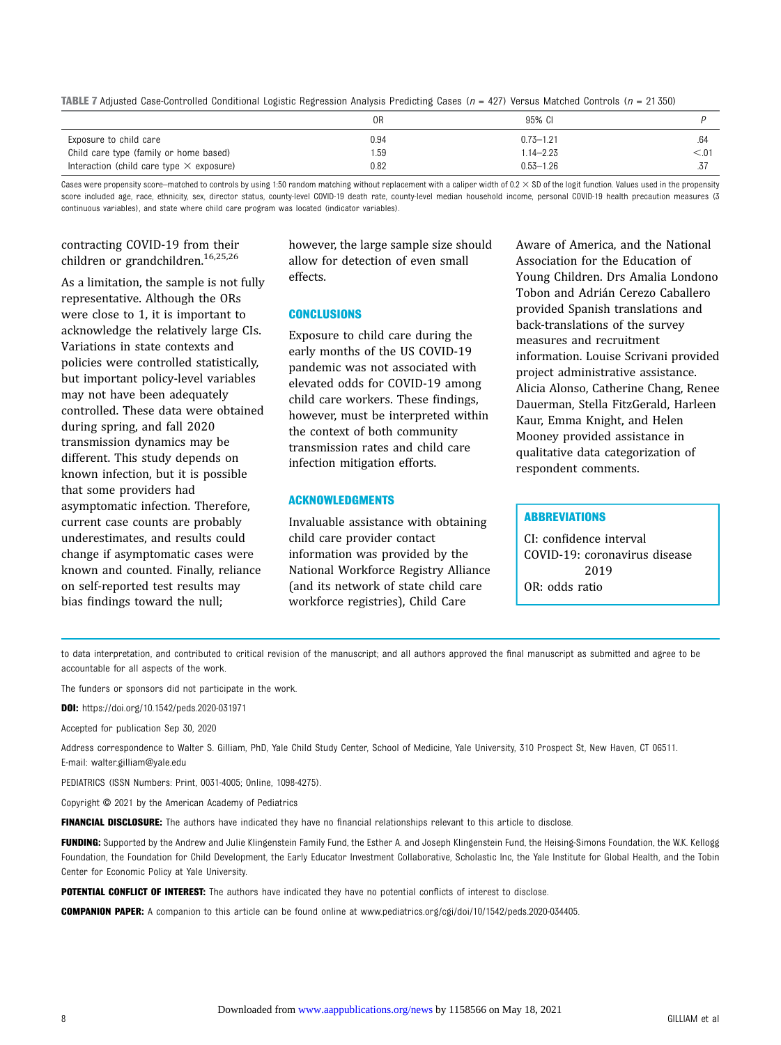**TABLE 7** Adjusted Case-Controlled Conditional Logistic Regression Analysis Predicting Cases ($n$ = 427) Versus Matched Controls ($n$ = 21 350)

| | OR | 95% CI | $P$ |
|---|---|---|---|
| Exposure to child care | 0.94 | 0.73–1.21 | .64 |
| Child care type (family or home based) | 1.59 | 1.14–2.23 | <.01 |
| Interaction (child care type × exposure) | 0.82 | 0.53–1.26 | .37 |

Cases were propensity score–matched to controls by using 1:50 random matching without replacement with a caliper width of 0.2 × SD of the logit function. Values used in the propensity score included age, race, ethnicity, sex, director status, county-level COVID-19 death rate, county-level median household income, personal COVID-19 health precaution measures (3 continuous variables), and state where child care program was located (indicator variables).

contracting COVID-19 from their children or grandchildren.[16,25,26]

As a limitation, the sample is not fully representative. Although the ORs were close to 1, it is important to acknowledge the relatively large CIs. Variations in state contexts and policies were controlled statistically, but important policy-level variables may not have been adequately controlled. These data were obtained during spring, and fall 2020 transmission dynamics may be different. This study depends on known infection, but it is possible that some providers had asymptomatic infection. Therefore, current case counts are probably underestimates, and results could change if asymptomatic cases were known and counted. Finally, reliance on self-reported test results may bias findings toward the null; however, the large sample size should allow for detection of even small effects.

## CONCLUSIONS

Exposure to child care during the early months of the US COVID-19 pandemic was not associated with elevated odds for COVID-19 among child care workers. These findings, however, must be interpreted within the context of both community transmission rates and child care infection mitigation efforts.

## ACKNOWLEDGMENTS

Invaluable assistance with obtaining child care provider contact information was provided by the National Workforce Registry Alliance (and its network of state child care workforce registries), Child Care Aware of America, and the National Association for the Education of Young Children. Drs Amalia Londono Tobon and Adrián Cerezo Caballero provided Spanish translations and back-translations of the survey measures and recruitment information. Louise Scrivani provided project administrative assistance. Alicia Alonso, Catherine Chang, Renee Dauerman, Stella FitzGerald, Harleen Kaur, Emma Knight, and Helen Mooney provided assistance in qualitative data categorization of respondent comments.

## ABBREVIATIONS

CI: confidence interval
COVID-19: coronavirus disease 2019
OR: odds ratio

---

to data interpretation, and contributed to critical revision of the manuscript; and all authors approved the final manuscript as submitted and agree to be accountable for all aspects of the work.

The funders or sponsors did not participate in the work.

**DOI:** https://doi.org/10.1542/peds.2020-031971

Accepted for publication Sep 30, 2020

Address correspondence to Walter S. Gilliam, PhD, Yale Child Study Center, School of Medicine, Yale University, 310 Prospect St, New Haven, CT 06511. E-mail: walter.gilliam@yale.edu

PEDIATRICS (ISSN Numbers: Print, 0031-4005; Online, 1098-4275).

Copyright © 2021 by the American Academy of Pediatrics

**FINANCIAL DISCLOSURE:** The authors have indicated they have no financial relationships relevant to this article to disclose.

**FUNDING:** Supported by the Andrew and Julie Klingenstein Family Fund, the Esther A. and Joseph Klingenstein Fund, the Heising-Simons Foundation, the W.K. Kellogg Foundation, the Foundation for Child Development, the Early Educator Investment Collaborative, Scholastic Inc, the Yale Institute for Global Health, and the Tobin Center for Economic Policy at Yale University.

**POTENTIAL CONFLICT OF INTEREST:** The authors have indicated they have no potential conflicts of interest to disclose.

**COMPANION PAPER:** A companion to this article can be found online at www.pediatrics.org/cgi/doi/10/1542/peds.2020-034405.

Downloaded from www.aappublications.org/news by 1158566 on May 18, 2021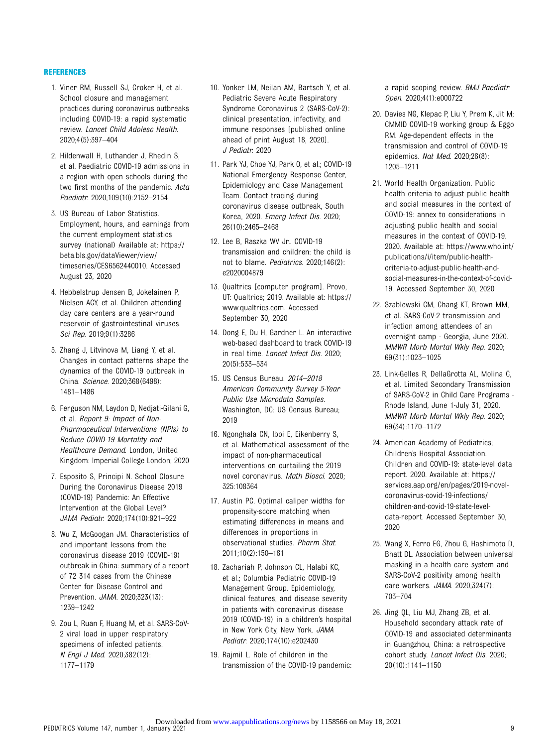## REFERENCES

1. Viner RM, Russell SJ, Croker H, et al. School closure and management practices during coronavirus outbreaks including COVID-19: a rapid systematic review. *Lancet Child Adolesc Health*. 2020;4(5):397–404
2. Hildenwall H, Luthander J, Rhedin S, et al. Paediatric COVID-19 admissions in a region with open schools during the two first months of the pandemic. *Acta Paediatr*. 2020;109(10):2152–2154
3. US Bureau of Labor Statistics. Employment, hours, and earnings from the current employment statistics survey (national) Available at: https://beta.bls.gov/dataViewer/view/timeseries/CES6562440010. Accessed August 23, 2020
4. Hebbelstrup Jensen B, Jokelainen P, Nielsen ACY, et al. Children attending day care centers are a year-round reservoir of gastrointestinal viruses. *Sci Rep*. 2019;9(1):3286
5. Zhang J, Litvinova M, Liang Y, et al. Changes in contact patterns shape the dynamics of the COVID-19 outbreak in China. *Science*. 2020;368(6498):1481–1486
6. Ferguson NM, Laydon D, Nedjati-Gilani G, et al. *Report 9: Impact of Non-Pharmaceutical Interventions (NPIs) to Reduce COVID-19 Mortality and Healthcare Demand*. London, United Kingdom: Imperial College London; 2020
7. Esposito S, Principi N. School Closure During the Coronavirus Disease 2019 (COVID-19) Pandemic: An Effective Intervention at the Global Level? *JAMA Pediatr*. 2020;174(10):921–922
8. Wu Z, McGoogan JM. Characteristics of and important lessons from the coronavirus disease 2019 (COVID-19) outbreak in China: summary of a report of 72 314 cases from the Chinese Center for Disease Control and Prevention. *JAMA*. 2020;323(13):1239–1242
9. Zou L, Ruan F, Huang M, et al. SARS-CoV-2 viral load in upper respiratory specimens of infected patients. *N Engl J Med*. 2020;382(12):1177–1179
10. Yonker LM, Neilan AM, Bartsch Y, et al. Pediatric Severe Acute Respiratory Syndrome Coronavirus 2 (SARS-CoV-2): clinical presentation, infectivity, and immune responses [published online ahead of print August 18, 2020]. *J Pediatr*. 2020
11. Park YJ, Choe YJ, Park O, et al.; COVID-19 National Emergency Response Center, Epidemiology and Case Management Team. Contact tracing during coronavirus disease outbreak, South Korea, 2020. *Emerg Infect Dis*. 2020;26(10):2465–2468
12. Lee B, Raszka WV Jr.. COVID-19 transmission and children: the child is not to blame. *Pediatrics*. 2020;146(2):e2020004879
13. Qualtrics [computer program]. Provo, UT: Qualtrics; 2019. Available at: https://www.qualtrics.com. Accessed September 30, 2020
14. Dong E, Du H, Gardner L. An interactive web-based dashboard to track COVID-19 in real time. *Lancet Infect Dis*. 2020;20(5):533–534
15. US Census Bureau. *2014–2018 American Community Survey 5-Year Public Use Microdata Samples*. Washington, DC: US Census Bureau; 2019
16. Ngonghala CN, Iboi E, Eikenberry S, et al. Mathematical assessment of the impact of non-pharmaceutical interventions on curtailing the 2019 novel coronavirus. *Math Biosci*. 2020;325:108364
17. Austin PC. Optimal caliper widths for propensity-score matching when estimating differences in means and differences in proportions in observational studies. *Pharm Stat*. 2011;10(2):150–161
18. Zachariah P, Johnson CL, Halabi KC, et al.; Columbia Pediatric COVID-19 Management Group. Epidemiology, clinical features, and disease severity in patients with coronavirus disease 2019 (COVID-19) in a children's hospital in New York City, New York. *JAMA Pediatr*. 2020;174(10):e202430
19. Rajmil L. Role of children in the transmission of the COVID-19 pandemic: a rapid scoping review. *BMJ Paediatr Open*. 2020;4(1):e000722
20. Davies NG, Klepac P, Liu Y, Prem K, Jit M; CMMID COVID-19 working group & Eggo RM. Age-dependent effects in the transmission and control of COVID-19 epidemics. *Nat Med*. 2020;26(8):1205–1211
21. World Health Organization. Public health criteria to adjust public health and social measures in the context of COVID-19: annex to considerations in adjusting public health and social measures in the context of COVID-19. 2020. Available at: https://www.who.int/publications/i/item/public-health-criteria-to-adjust-public-health-and-social-measures-in-the-context-of-covid-19. Accessed September 30, 2020
22. Szablewski CM, Chang KT, Brown MM, et al. SARS-CoV-2 transmission and infection among attendees of an overnight camp - Georgia, June 2020. *MMWR Morb Mortal Wkly Rep*. 2020;69(31):1023–1025
23. Link-Gelles R, DellaGrotta AL, Molina C, et al. Limited Secondary Transmission of SARS-CoV-2 in Child Care Programs - Rhode Island, June 1-July 31, 2020. *MMWR Morb Mortal Wkly Rep*. 2020;69(34):1170–1172
24. American Academy of Pediatrics; Children's Hospital Association. Children and COVID-19: state-level data report. 2020. Available at: https://services.aap.org/en/pages/2019-novel-coronavirus-covid-19-infections/children-and-covid-19-state-level-data-report. Accessed September 30, 2020
25. Wang X, Ferro EG, Zhou G, Hashimoto D, Bhatt DL. Association between universal masking in a health care system and SARS-CoV-2 positivity among health care workers. *JAMA*. 2020;324(7):703–704
26. Jing QL, Liu MJ, Zhang ZB, et al. Household secondary attack rate of COVID-19 and associated determinants in Guangzhou, China: a retrospective cohort study. *Lancet Infect Dis*. 2020;20(10):1141–1150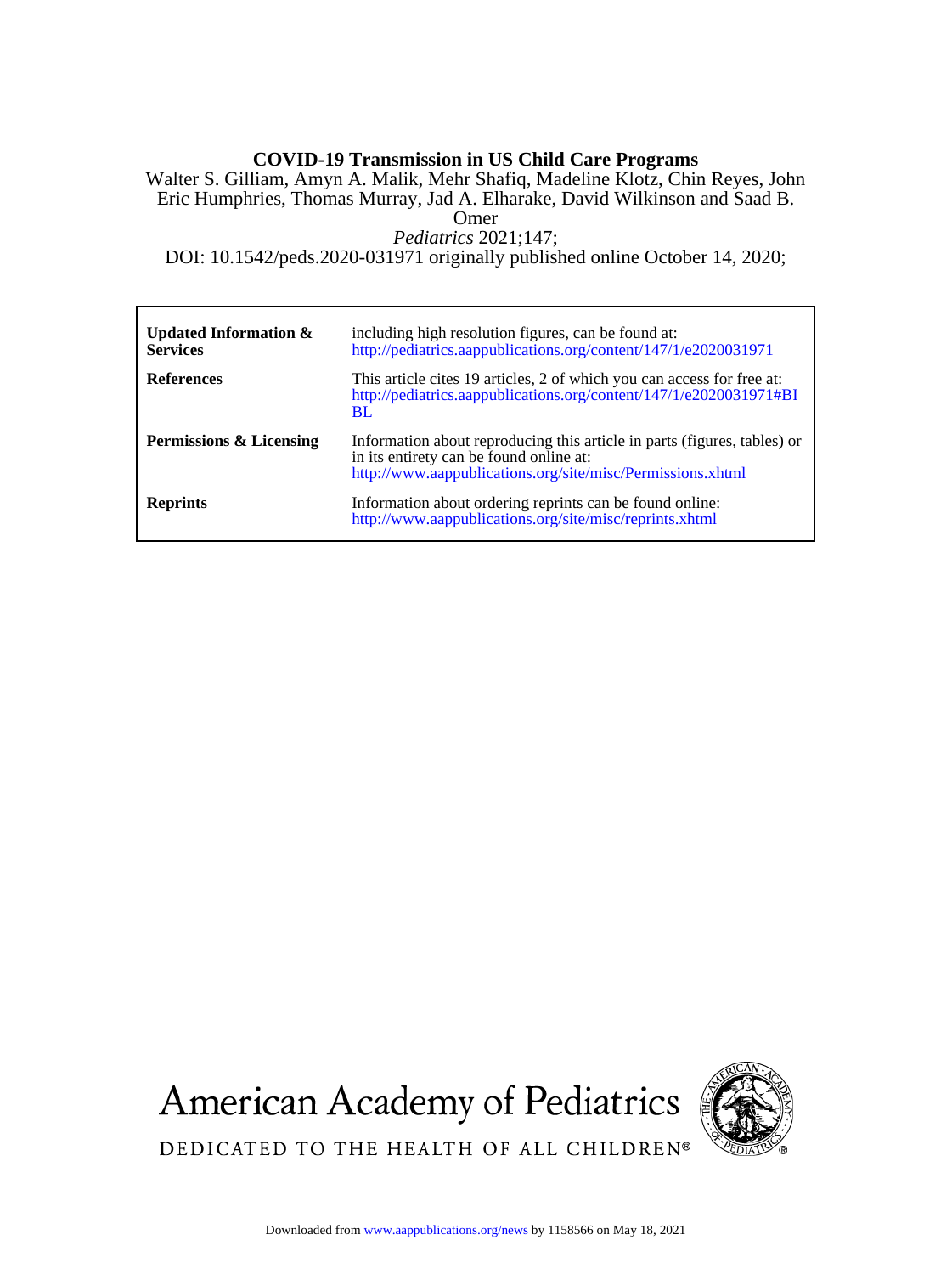# COVID-19 Transmission in US Child Care Programs

Walter S. Gilliam, Amyn A. Malik, Mehr Shafiq, Madeline Klotz, Chin Reyes, John Eric Humphries, Thomas Murray, Jad A. Elharake, David Wilkinson and Saad B. Omer

*Pediatrics* 2021;147;

DOI: 10.1542/peds.2020-031971 originally published online October 14, 2020;

| | |
|---|---|
| **Updated Information & Services** | including high resolution figures, can be found at: http://pediatrics.aappublications.org/content/147/1/e2020031971 |
| **References** | This article cites 19 articles, 2 of which you can access for free at: http://pediatrics.aappublications.org/content/147/1/e2020031971#BIBL |
| **Permissions & Licensing** | Information about reproducing this article in parts (figures, tables) or in its entirety can be found online at: http://www.aappublications.org/site/misc/Permissions.xhtml |
| **Reprints** | Information about ordering reprints can be found online: http://www.aappublications.org/site/misc/reprints.xhtml |

American Academy of Pediatrics

DEDICATED TO THE HEALTH OF ALL CHILDREN®

Downloaded from www.aappublications.org/news by 1158566 on May 18, 2021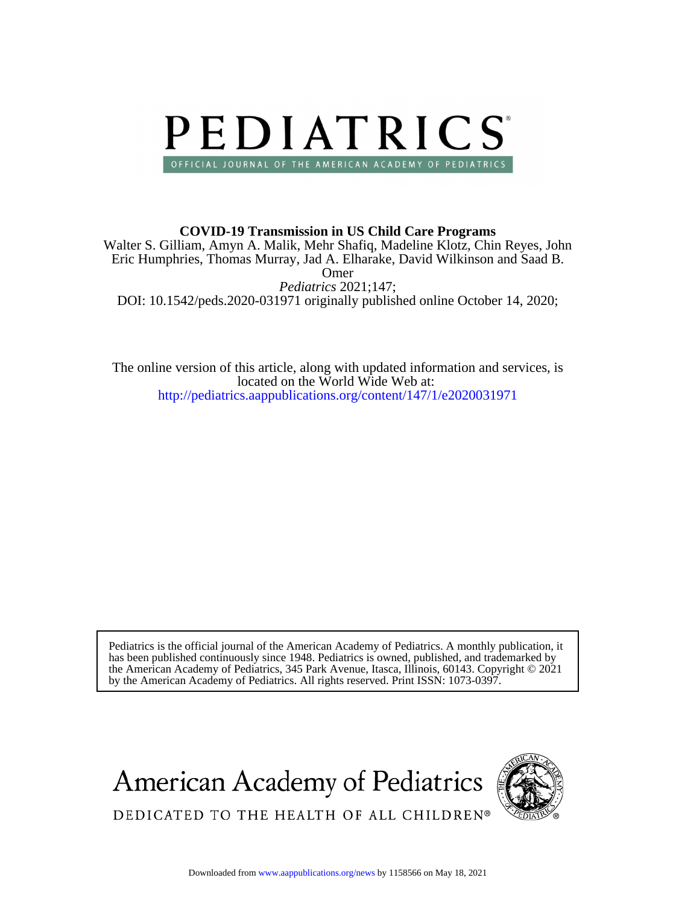# COVID-19 Transmission in US Child Care Programs

Walter S. Gilliam, Amyn A. Malik, Mehr Shafiq, Madeline Klotz, Chin Reyes, John Eric Humphries, Thomas Murray, Jad A. Elharake, David Wilkinson and Saad B. Omer

*Pediatrics* 2021;147;

DOI: 10.1542/peds.2020-031971 originally published online October 14, 2020;

The online version of this article, along with updated information and services, is located on the World Wide Web at:
http://pediatrics.aappublications.org/content/147/1/e2020031971

Pediatrics is the official journal of the American Academy of Pediatrics. A monthly publication, it has been published continuously since 1948. Pediatrics is owned, published, and trademarked by the American Academy of Pediatrics, 345 Park Avenue, Itasca, Illinois, 60143. Copyright © 2021 by the American Academy of Pediatrics. All rights reserved. Print ISSN: 1073-0397.

American Academy of Pediatrics

DEDICATED TO THE HEALTH OF ALL CHILDREN®